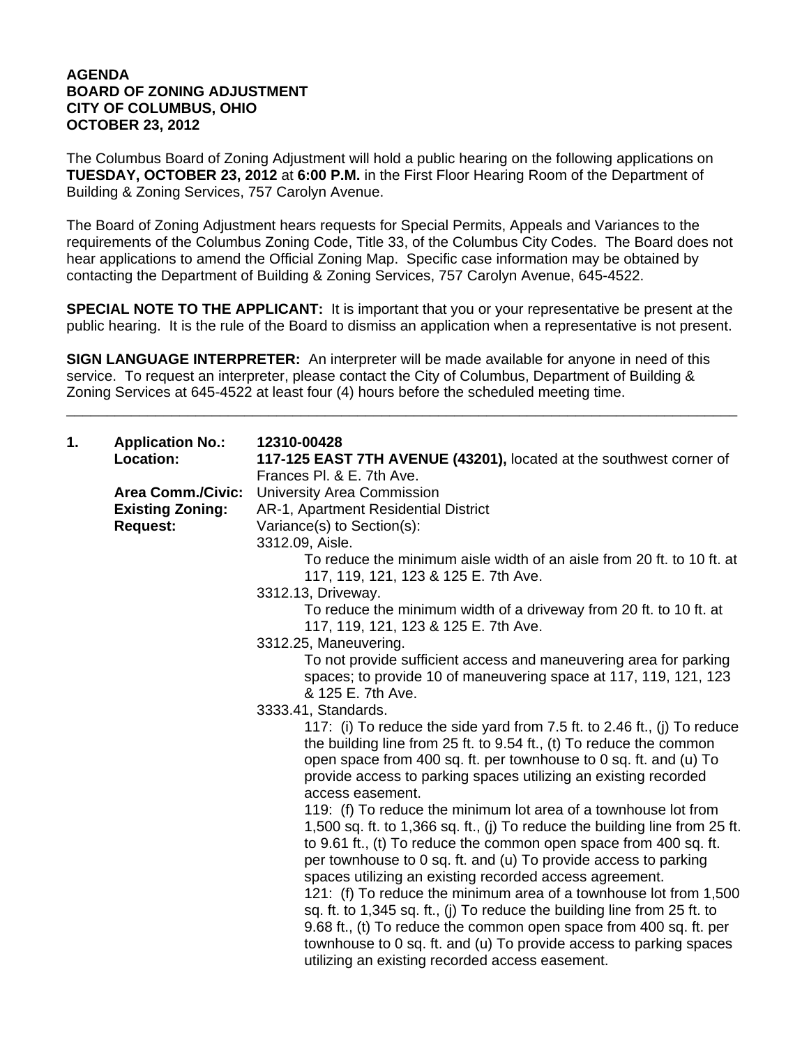**AGENDA**
**BOARD OF ZONING ADJUSTMENT**
**CITY OF COLUMBUS, OHIO**
**OCTOBER 23, 2012**

The Columbus Board of Zoning Adjustment will hold a public hearing on the following applications on **TUESDAY, OCTOBER 23, 2012** at **6:00 P.M.** in the First Floor Hearing Room of the Department of Building & Zoning Services, 757 Carolyn Avenue.

The Board of Zoning Adjustment hears requests for Special Permits, Appeals and Variances to the requirements of the Columbus Zoning Code, Title 33, of the Columbus City Codes. The Board does not hear applications to amend the Official Zoning Map. Specific case information may be obtained by contacting the Department of Building & Zoning Services, 757 Carolyn Avenue, 645-4522.

**SPECIAL NOTE TO THE APPLICANT:** It is important that you or your representative be present at the public hearing. It is the rule of the Board to dismiss an application when a representative is not present.

**SIGN LANGUAGE INTERPRETER:** An interpreter will be made available for anyone in need of this service. To request an interpreter, please contact the City of Columbus, Department of Building & Zoning Services at 645-4522 at least four (4) hours before the scheduled meeting time.

---

**1. Application No.:** **12310-00428**
**Location:** **117-125 EAST 7TH AVENUE (43201),** located at the southwest corner of Frances Pl. & E. 7th Ave.
**Area Comm./Civic:** University Area Commission
**Existing Zoning:** AR-1, Apartment Residential District
**Request:** Variance(s) to Section(s):

3312.09, Aisle.
To reduce the minimum aisle width of an aisle from 20 ft. to 10 ft. at 117, 119, 121, 123 & 125 E. 7th Ave.

3312.13, Driveway.
To reduce the minimum width of a driveway from 20 ft. to 10 ft. at 117, 119, 121, 123 & 125 E. 7th Ave.

3312.25, Maneuvering.
To not provide sufficient access and maneuvering area for parking spaces; to provide 10 of maneuvering space at 117, 119, 121, 123 & 125 E. 7th Ave.

3333.41, Standards.
117: (i) To reduce the side yard from 7.5 ft. to 2.46 ft., (j) To reduce the building line from 25 ft. to 9.54 ft., (t) To reduce the common open space from 400 sq. ft. per townhouse to 0 sq. ft. and (u) To provide access to parking spaces utilizing an existing recorded access easement.
119: (f) To reduce the minimum lot area of a townhouse lot from 1,500 sq. ft. to 1,366 sq. ft., (j) To reduce the building line from 25 ft. to 9.61 ft., (t) To reduce the common open space from 400 sq. ft. per townhouse to 0 sq. ft. and (u) To provide access to parking spaces utilizing an existing recorded access agreement.
121: (f) To reduce the minimum area of a townhouse lot from 1,500 sq. ft. to 1,345 sq. ft., (j) To reduce the building line from 25 ft. to 9.68 ft., (t) To reduce the common open space from 400 sq. ft. per townhouse to 0 sq. ft. and (u) To provide access to parking spaces utilizing an existing recorded access easement.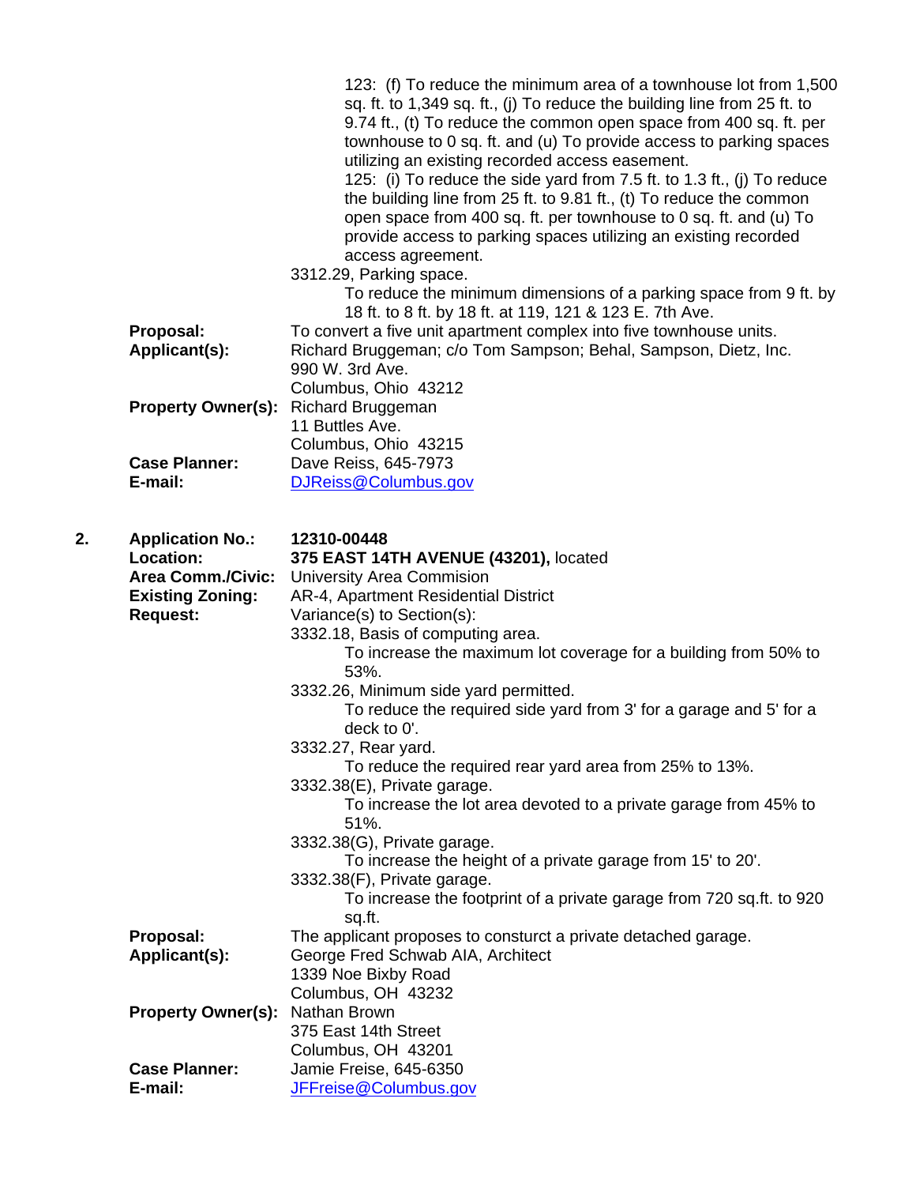123: (f) To reduce the minimum area of a townhouse lot from 1,500 sq. ft. to 1,349 sq. ft., (j) To reduce the building line from 25 ft. to 9.74 ft., (t) To reduce the common open space from 400 sq. ft. per townhouse to 0 sq. ft. and (u) To provide access to parking spaces utilizing an existing recorded access easement.

125: (i) To reduce the side yard from 7.5 ft. to 1.3 ft., (j) To reduce the building line from 25 ft. to 9.81 ft., (t) To reduce the common open space from 400 sq. ft. per townhouse to 0 sq. ft. and (u) To provide access to parking spaces utilizing an existing recorded access agreement.

3312.29, Parking space.

To reduce the minimum dimensions of a parking space from 9 ft. by 18 ft. to 8 ft. by 18 ft. at 119, 121 & 123 E. 7th Ave.

**Proposal:** To convert a five unit apartment complex into five townhouse units.

**Applicant(s):** Richard Bruggeman; c/o Tom Sampson; Behal, Sampson, Dietz, Inc.
990 W. 3rd Ave.
Columbus, Ohio 43212

**Property Owner(s):** Richard Bruggeman
11 Buttles Ave.
Columbus, Ohio 43215

**Case Planner:** Dave Reiss, 645-7973

**E-mail:** DJReiss@Columbus.gov

**2. Application No.:** **12310-00448**

**Location:** **375 EAST 14TH AVENUE (43201),** located

**Area Comm./Civic:** University Area Commision

**Existing Zoning:** AR-4, Apartment Residential District

**Request:** Variance(s) to Section(s):

3332.18, Basis of computing area.

To increase the maximum lot coverage for a building from 50% to 53%.

3332.26, Minimum side yard permitted.

To reduce the required side yard from 3' for a garage and 5' for a deck to 0'.

3332.27, Rear yard.

To reduce the required rear yard area from 25% to 13%.

3332.38(E), Private garage.

To increase the lot area devoted to a private garage from 45% to 51%.

3332.38(G), Private garage.

To increase the height of a private garage from 15' to 20'.

3332.38(F), Private garage.

To increase the footprint of a private garage from 720 sq.ft. to 920 sq.ft.

**Proposal:** The applicant proposes to consturct a private detached garage.

**Applicant(s):** George Fred Schwab AIA, Architect
1339 Noe Bixby Road
Columbus, OH 43232

**Property Owner(s):** Nathan Brown
375 East 14th Street
Columbus, OH 43201

**Case Planner:** Jamie Freise, 645-6350

**E-mail:** JFFreise@Columbus.gov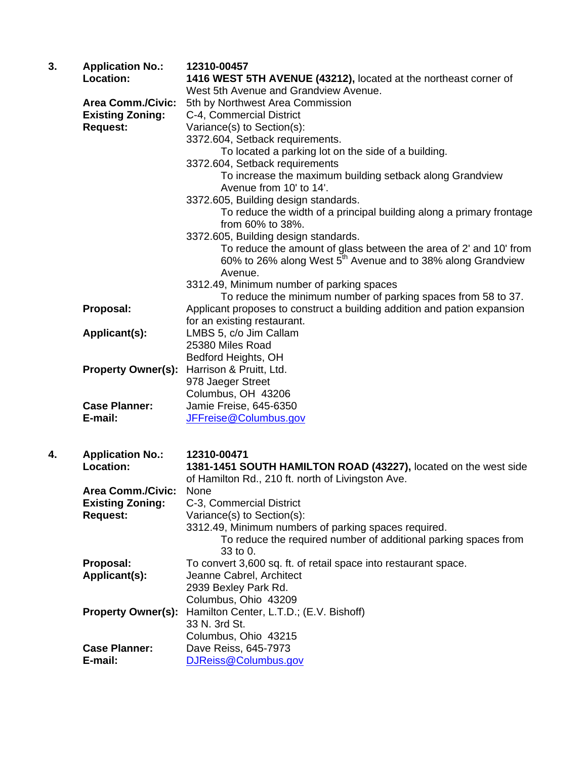**3.** **Application No.:** **12310-00457**

**Location:** **1416 WEST 5TH AVENUE (43212),** located at the northeast corner of West 5th Avenue and Grandview Avenue.

**Area Comm./Civic:** 5th by Northwest Area Commission

**Existing Zoning:** C-4, Commercial District

**Request:** Variance(s) to Section(s):

3372.604, Setback requirements.
  To located a parking lot on the side of a building.

3372.604, Setback requirements
  To increase the maximum building setback along Grandview Avenue from 10' to 14'.

3372.605, Building design standards.
  To reduce the width of a principal building along a primary frontage from 60% to 38%.

3372.605, Building design standards.
  To reduce the amount of glass between the area of 2' and 10' from 60% to 26% along West 5th Avenue and to 38% along Grandview Avenue.

3312.49, Minimum number of parking spaces
  To reduce the minimum number of parking spaces from 58 to 37.

**Proposal:** Applicant proposes to construct a building addition and pation expansion for an existing restaurant.

**Applicant(s):** LMBS 5, c/o Jim Callam
25380 Miles Road
Bedford Heights, OH

**Property Owner(s):** Harrison & Pruitt, Ltd.
978 Jaeger Street
Columbus, OH 43206

**Case Planner:** Jamie Freise, 645-6350

**E-mail:** JFFreise@Columbus.gov

**4.** **Application No.:** **12310-00471**

**Location:** **1381-1451 SOUTH HAMILTON ROAD (43227),** located on the west side of Hamilton Rd., 210 ft. north of Livingston Ave.

**Area Comm./Civic:** None

**Existing Zoning:** C-3, Commercial District

**Request:** Variance(s) to Section(s):

3312.49, Minimum numbers of parking spaces required.
  To reduce the required number of additional parking spaces from 33 to 0.

**Proposal:** To convert 3,600 sq. ft. of retail space into restaurant space.

**Applicant(s):** Jeanne Cabrel, Architect
2939 Bexley Park Rd.
Columbus, Ohio 43209

**Property Owner(s):** Hamilton Center, L.T.D.; (E.V. Bishoff)
33 N. 3rd St.
Columbus, Ohio 43215

**Case Planner:** Dave Reiss, 645-7973

**E-mail:** DJReiss@Columbus.gov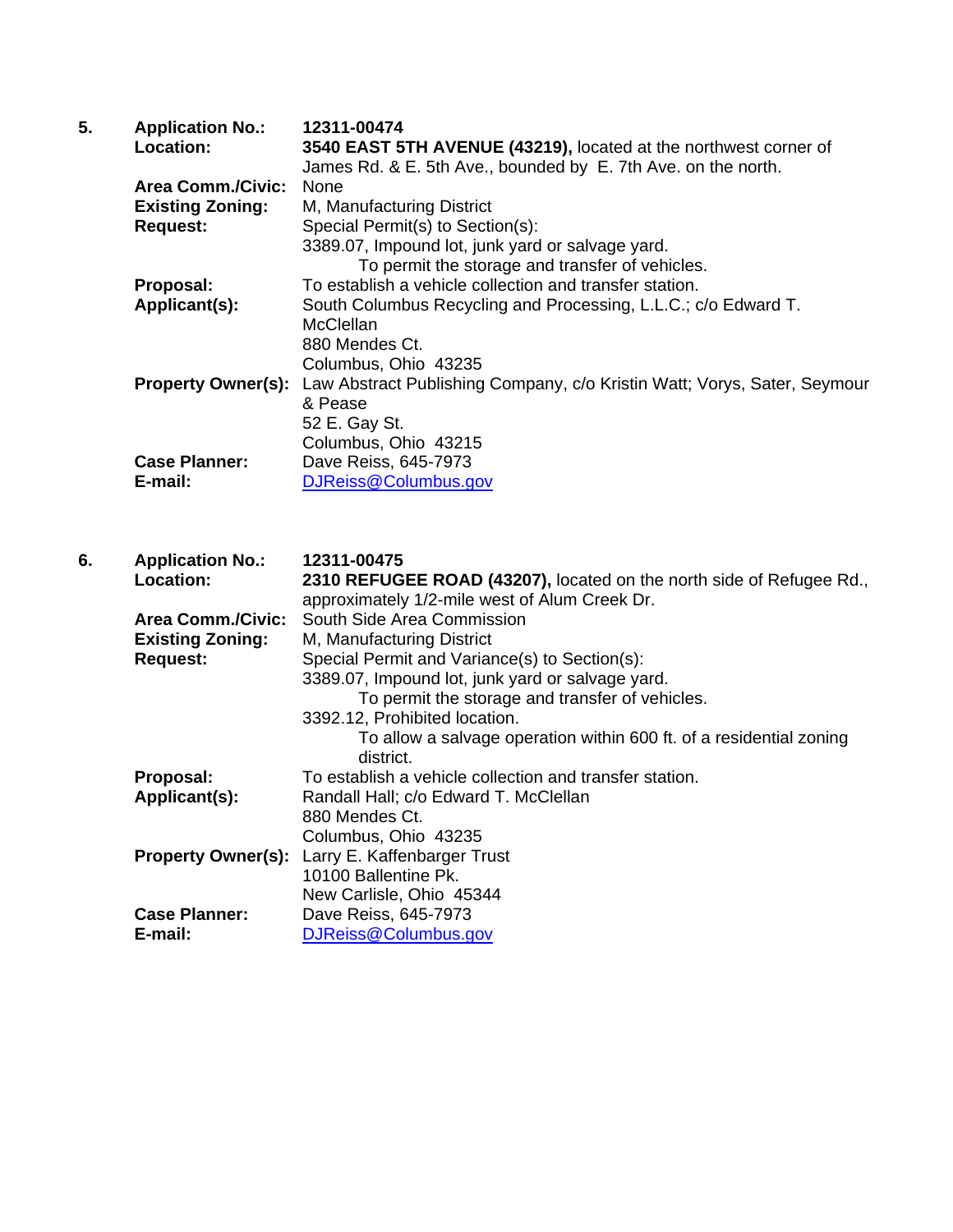**5.** **Application No.:** **12311-00474**

**Location:** **3540 EAST 5TH AVENUE (43219),** located at the northwest corner of James Rd. & E. 5th Ave., bounded by E. 7th Ave. on the north.

**Area Comm./Civic:** None

**Existing Zoning:** M, Manufacturing District

**Request:** Special Permit(s) to Section(s):
3389.07, Impound lot, junk yard or salvage yard.
To permit the storage and transfer of vehicles.

**Proposal:** To establish a vehicle collection and transfer station.

**Applicant(s):** South Columbus Recycling and Processing, L.L.C.; c/o Edward T. McClellan
880 Mendes Ct.
Columbus, Ohio 43235

**Property Owner(s):** Law Abstract Publishing Company, c/o Kristin Watt; Vorys, Sater, Seymour & Pease
52 E. Gay St.
Columbus, Ohio 43215

**Case Planner:** Dave Reiss, 645-7973

**E-mail:** DJReiss@Columbus.gov

**6.** **Application No.:** **12311-00475**

**Location:** **2310 REFUGEE ROAD (43207),** located on the north side of Refugee Rd., approximately 1/2-mile west of Alum Creek Dr.

**Area Comm./Civic:** South Side Area Commission

**Existing Zoning:** M, Manufacturing District

**Request:** Special Permit and Variance(s) to Section(s):
3389.07, Impound lot, junk yard or salvage yard.
To permit the storage and transfer of vehicles.
3392.12, Prohibited location.
To allow a salvage operation within 600 ft. of a residential zoning district.

**Proposal:** To establish a vehicle collection and transfer station.

**Applicant(s):** Randall Hall; c/o Edward T. McClellan
880 Mendes Ct.
Columbus, Ohio 43235

**Property Owner(s):** Larry E. Kaffenbarger Trust
10100 Ballentine Pk.
New Carlisle, Ohio 45344

**Case Planner:** Dave Reiss, 645-7973

**E-mail:** DJReiss@Columbus.gov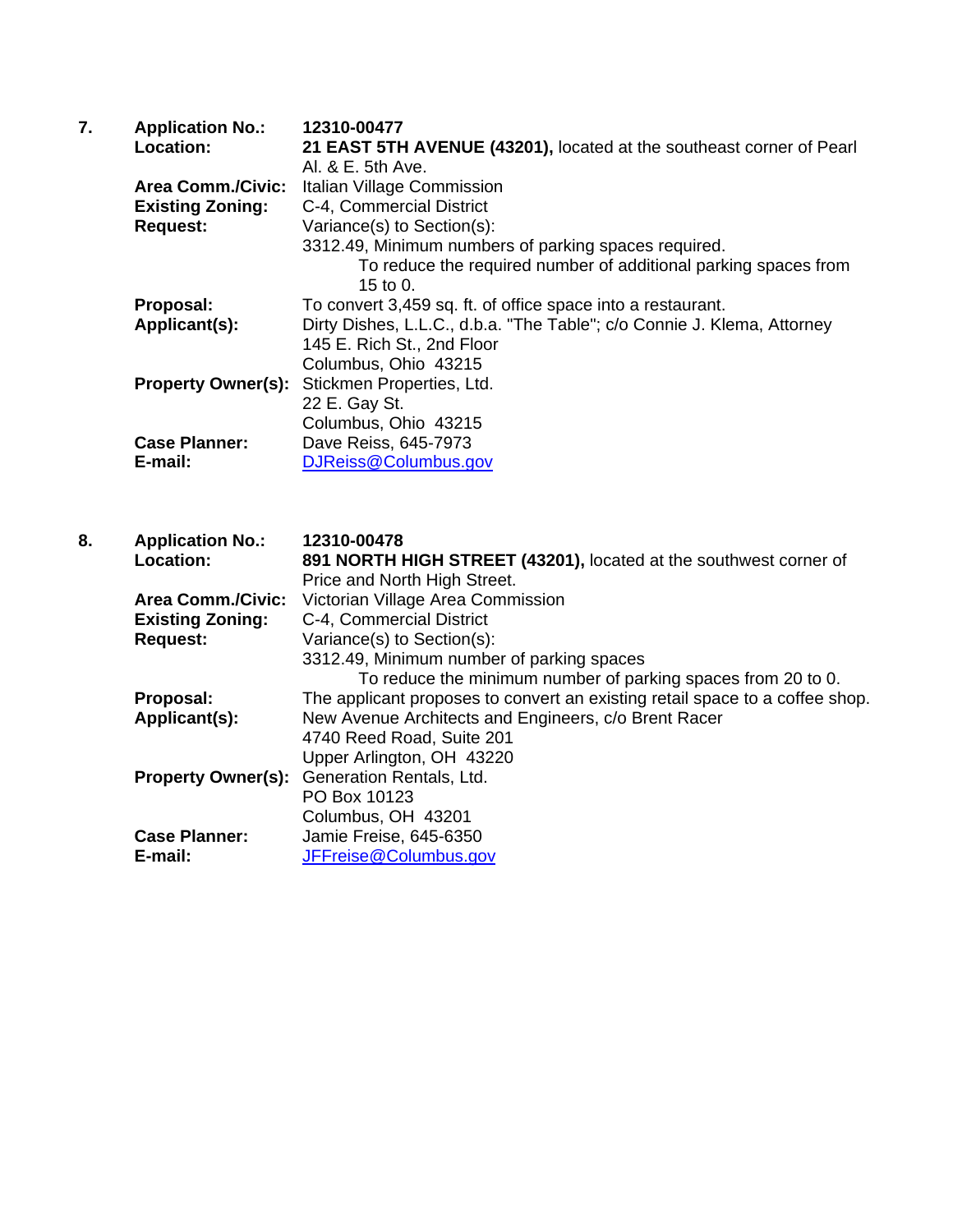**7.** **Application No.:** **12310-00477**

**Location:** **21 EAST 5TH AVENUE (43201),** located at the southeast corner of Pearl Al. & E. 5th Ave.

**Area Comm./Civic:** Italian Village Commission

**Existing Zoning:** C-4, Commercial District

**Request:** Variance(s) to Section(s):

3312.49, Minimum numbers of parking spaces required.

To reduce the required number of additional parking spaces from 15 to 0.

**Proposal:** To convert 3,459 sq. ft. of office space into a restaurant.

**Applicant(s):** Dirty Dishes, L.L.C., d.b.a. "The Table"; c/o Connie J. Klema, Attorney
145 E. Rich St., 2nd Floor
Columbus, Ohio 43215

**Property Owner(s):** Stickmen Properties, Ltd.
22 E. Gay St.
Columbus, Ohio 43215

**Case Planner:** Dave Reiss, 645-7973

**E-mail:** DJReiss@Columbus.gov

**8.** **Application No.:** **12310-00478**

**Location:** **891 NORTH HIGH STREET (43201),** located at the southwest corner of Price and North High Street.

**Area Comm./Civic:** Victorian Village Area Commission

**Existing Zoning:** C-4, Commercial District

**Request:** Variance(s) to Section(s):

3312.49, Minimum number of parking spaces

To reduce the minimum number of parking spaces from 20 to 0.

**Proposal:** The applicant proposes to convert an existing retail space to a coffee shop.

**Applicant(s):** New Avenue Architects and Engineers, c/o Brent Racer
4740 Reed Road, Suite 201
Upper Arlington, OH 43220

**Property Owner(s):** Generation Rentals, Ltd.
PO Box 10123
Columbus, OH 43201

**Case Planner:** Jamie Freise, 645-6350

**E-mail:** JFFreise@Columbus.gov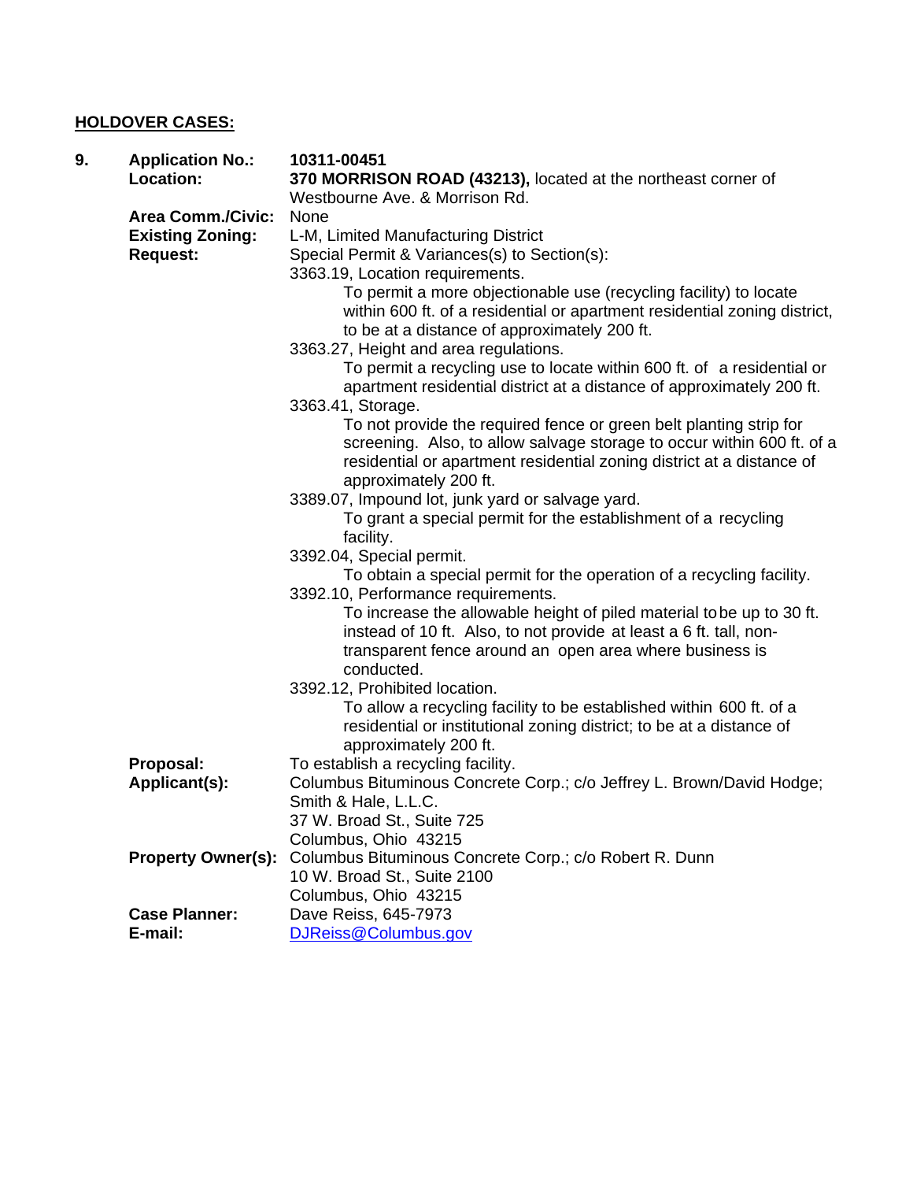## HOLDOVER CASES:

**9. Application No.:** **10311-00451**

**Location:** **370 MORRISON ROAD (43213),** located at the northeast corner of Westbourne Ave. & Morrison Rd.

**Area Comm./Civic:** None

**Existing Zoning:** L-M, Limited Manufacturing District

**Request:** Special Permit & Variances(s) to Section(s):

3363.19, Location requirements.
  To permit a more objectionable use (recycling facility) to locate within 600 ft. of a residential or apartment residential zoning district, to be at a distance of approximately 200 ft.

3363.27, Height and area regulations.
  To permit a recycling use to locate within 600 ft. of a residential or apartment residential district at a distance of approximately 200 ft.

3363.41, Storage.
  To not provide the required fence or green belt planting strip for screening. Also, to allow salvage storage to occur within 600 ft. of a residential or apartment residential zoning district at a distance of approximately 200 ft.

3389.07, Impound lot, junk yard or salvage yard.
  To grant a special permit for the establishment of a recycling facility.

3392.04, Special permit.
  To obtain a special permit for the operation of a recycling facility.

3392.10, Performance requirements.
  To increase the allowable height of piled material to be up to 30 ft. instead of 10 ft. Also, to not provide at least a 6 ft. tall, non-transparent fence around an open area where business is conducted.

3392.12, Prohibited location.
  To allow a recycling facility to be established within 600 ft. of a residential or institutional zoning district; to be at a distance of approximately 200 ft.

**Proposal:** To establish a recycling facility.

**Applicant(s):** Columbus Bituminous Concrete Corp.; c/o Jeffrey L. Brown/David Hodge; Smith & Hale, L.L.C.
37 W. Broad St., Suite 725
Columbus, Ohio 43215

**Property Owner(s):** Columbus Bituminous Concrete Corp.; c/o Robert R. Dunn
10 W. Broad St., Suite 2100
Columbus, Ohio 43215

**Case Planner:** Dave Reiss, 645-7973

**E-mail:** DJReiss@Columbus.gov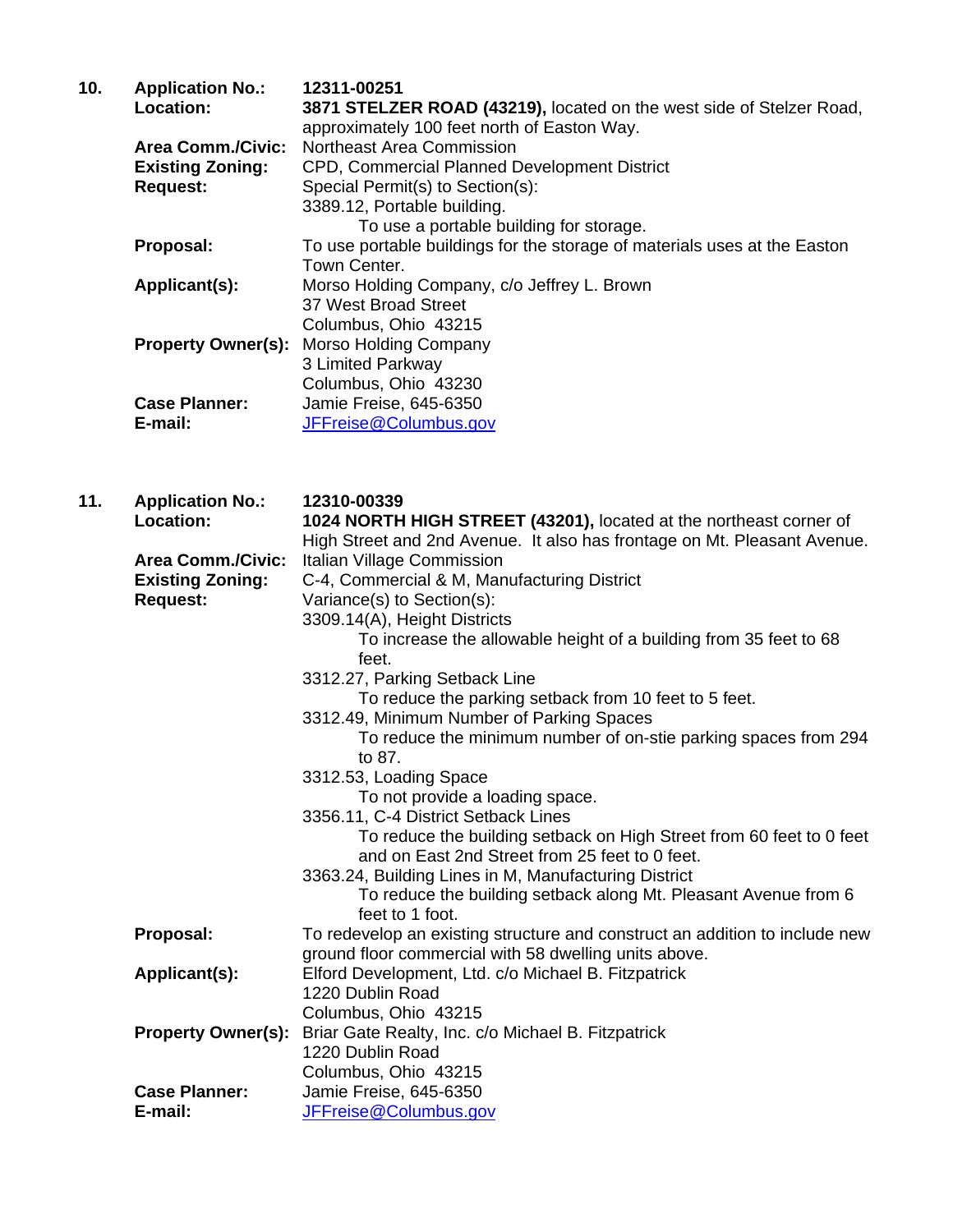**10. Application No.:** **12311-00251**

**Location:** **3871 STELZER ROAD (43219),** located on the west side of Stelzer Road, approximately 100 feet north of Easton Way.

**Area Comm./Civic:** Northeast Area Commission

**Existing Zoning:** CPD, Commercial Planned Development District

**Request:** Special Permit(s) to Section(s):

3389.12, Portable building.

To use a portable building for storage.

**Proposal:** To use portable buildings for the storage of materials uses at the Easton Town Center.

**Applicant(s):** Morso Holding Company, c/o Jeffrey L. Brown
37 West Broad Street
Columbus, Ohio 43215

**Property Owner(s):** Morso Holding Company
3 Limited Parkway
Columbus, Ohio 43230

**Case Planner:** Jamie Freise, 645-6350

**E-mail:** JFFreise@Columbus.gov

**11. Application No.:** **12310-00339**

**Location:** **1024 NORTH HIGH STREET (43201),** located at the northeast corner of High Street and 2nd Avenue. It also has frontage on Mt. Pleasant Avenue.

**Area Comm./Civic:** Italian Village Commission

**Existing Zoning:** C-4, Commercial & M, Manufacturing District

**Request:** Variance(s) to Section(s):

3309.14(A), Height Districts

To increase the allowable height of a building from 35 feet to 68 feet.

3312.27, Parking Setback Line

To reduce the parking setback from 10 feet to 5 feet.

3312.49, Minimum Number of Parking Spaces

To reduce the minimum number of on-stie parking spaces from 294 to 87.

3312.53, Loading Space

To not provide a loading space.

3356.11, C-4 District Setback Lines

To reduce the building setback on High Street from 60 feet to 0 feet and on East 2nd Street from 25 feet to 0 feet.

3363.24, Building Lines in M, Manufacturing District

To reduce the building setback along Mt. Pleasant Avenue from 6 feet to 1 foot.

**Proposal:** To redevelop an existing structure and construct an addition to include new ground floor commercial with 58 dwelling units above.

**Applicant(s):** Elford Development, Ltd. c/o Michael B. Fitzpatrick
1220 Dublin Road
Columbus, Ohio 43215

**Property Owner(s):** Briar Gate Realty, Inc. c/o Michael B. Fitzpatrick
1220 Dublin Road
Columbus, Ohio 43215

**Case Planner:** Jamie Freise, 645-6350

**E-mail:** JFFreise@Columbus.gov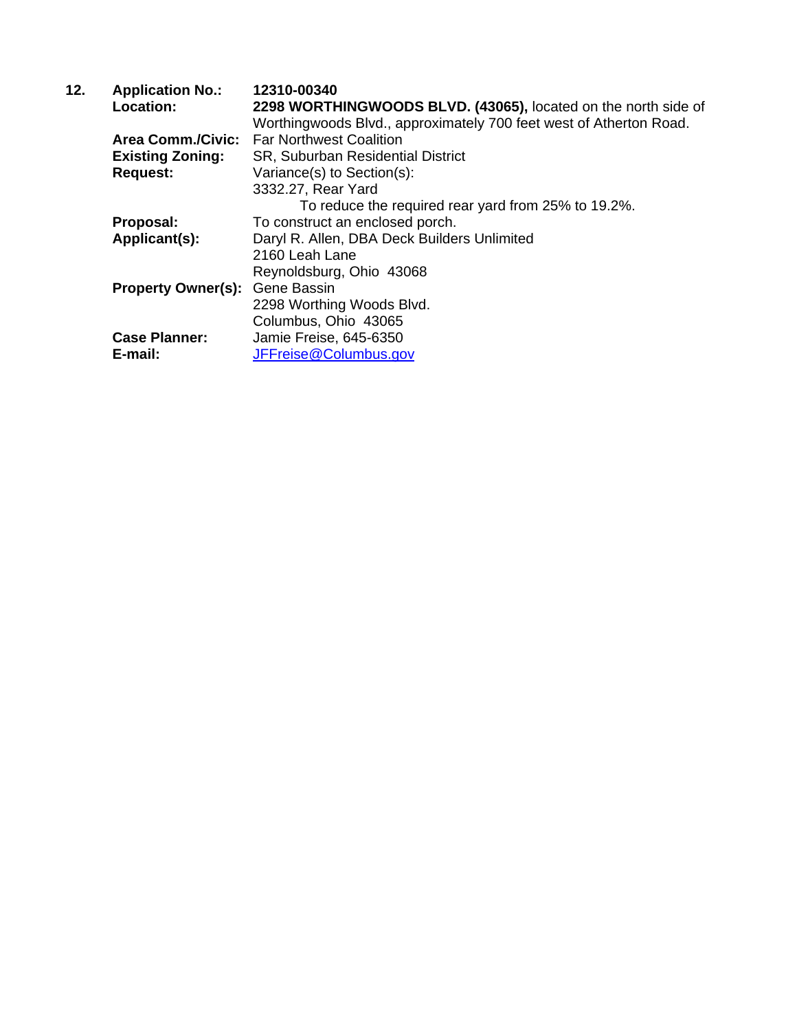**12.** **Application No.:** **12310-00340**

**Location:** **2298 WORTHINGWOODS BLVD. (43065),** located on the north side of Worthingwoods Blvd., approximately 700 feet west of Atherton Road.

**Area Comm./Civic:** Far Northwest Coalition

**Existing Zoning:** SR, Suburban Residential District

**Request:** Variance(s) to Section(s):
3332.27, Rear Yard
To reduce the required rear yard from 25% to 19.2%.

**Proposal:** To construct an enclosed porch.

**Applicant(s):** Daryl R. Allen, DBA Deck Builders Unlimited
2160 Leah Lane
Reynoldsburg, Ohio 43068

**Property Owner(s):** Gene Bassin
2298 Worthing Woods Blvd.
Columbus, Ohio 43065

**Case Planner:** Jamie Freise, 645-6350

**E-mail:** JFFreise@Columbus.gov